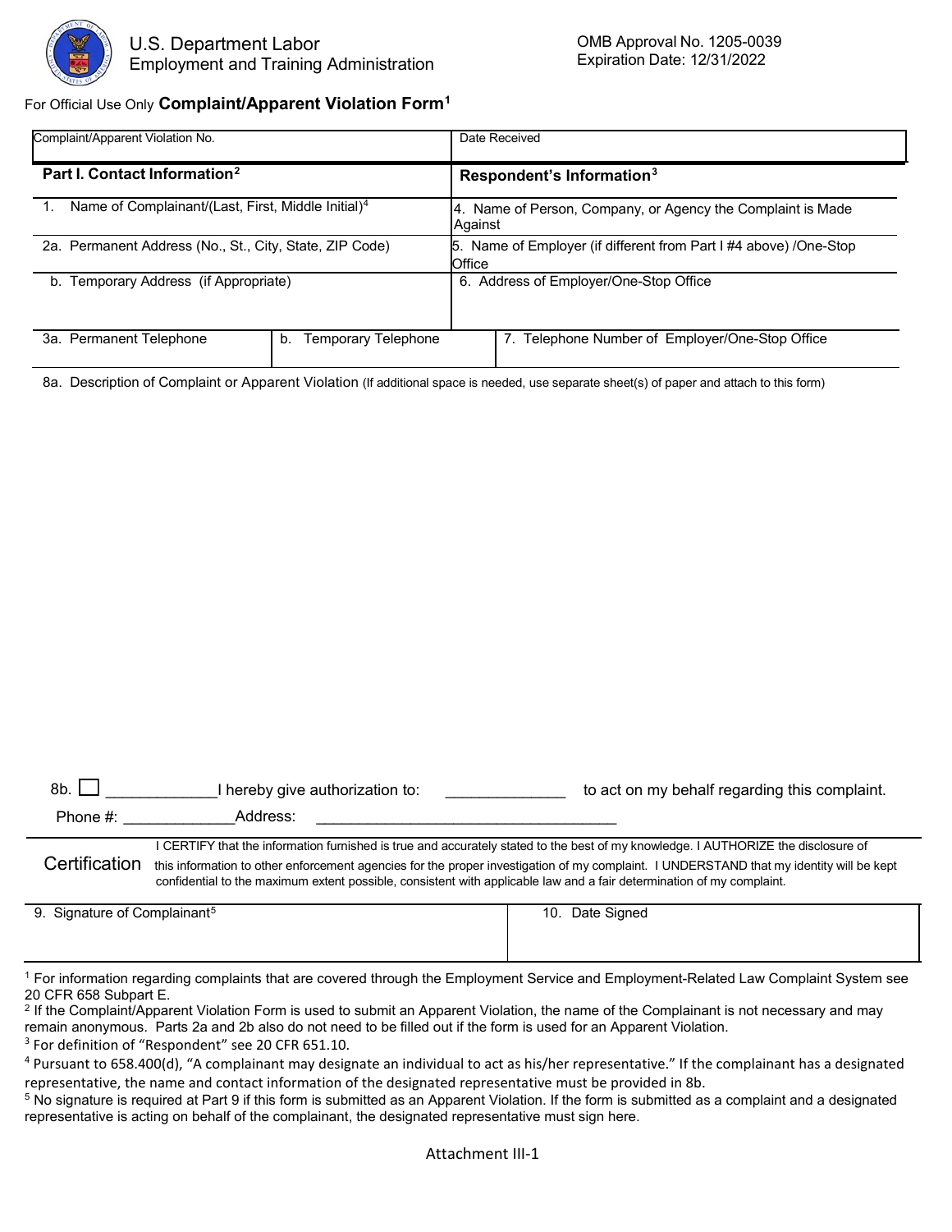U.S. Department Labor
Employment and Training Administration

OMB Approval No. 1205-0039
Expiration Date: 12/31/2022

For Official Use Only **Complaint/Apparent Violation Form**[1]

| Complaint/Apparent Violation No. | | Date Received |
|---|---|---|
| **Part I. Contact Information**[2] | | **Respondent's Information**[3] |
| 1. Name of Complainant/(Last, First, Middle Initial)[4] | | 4. Name of Person, Company, or Agency the Complaint is Made Against |
| 2a. Permanent Address (No., St., City, State, ZIP Code) | | 5. Name of Employer (if different from Part I #4 above) /One-Stop Office |
| b. Temporary Address (if Appropriate) | | 6. Address of Employer/One-Stop Office |
| 3a. Permanent Telephone | b. Temporary Telephone | 7. Telephone Number of Employer/One-Stop Office |

8a. Description of Complaint or Apparent Violation (If additional space is needed, use separate sheet(s) of paper and attach to this form)

8b. ☐ _____________I hereby give authorization to: ______________ to act on my behalf regarding this complaint.

Phone #: _____________Address: ___________________________________

**Certification** I CERTIFY that the information furnished is true and accurately stated to the best of my knowledge. I AUTHORIZE the disclosure of this information to other enforcement agencies for the proper investigation of my complaint. I UNDERSTAND that my identity will be kept confidential to the maximum extent possible, consistent with applicable law and a fair determination of my complaint.

| 9. Signature of Complainant[5] | 10. Date Signed |
|---|---|
| | |

[1] For information regarding complaints that are covered through the Employment Service and Employment-Related Law Complaint System see 20 CFR 658 Subpart E.
[2] If the Complaint/Apparent Violation Form is used to submit an Apparent Violation, the name of the Complainant is not necessary and may remain anonymous. Parts 2a and 2b also do not need to be filled out if the form is used for an Apparent Violation.
[3] For definition of "Respondent" see 20 CFR 651.10.
[4] Pursuant to 658.400(d), "A complainant may designate an individual to act as his/her representative." If the complainant has a designated representative, the name and contact information of the designated representative must be provided in 8b.
[5] No signature is required at Part 9 if this form is submitted as an Apparent Violation. If the form is submitted as a complaint and a designated representative is acting on behalf of the complainant, the designated representative must sign here.

Attachment III-1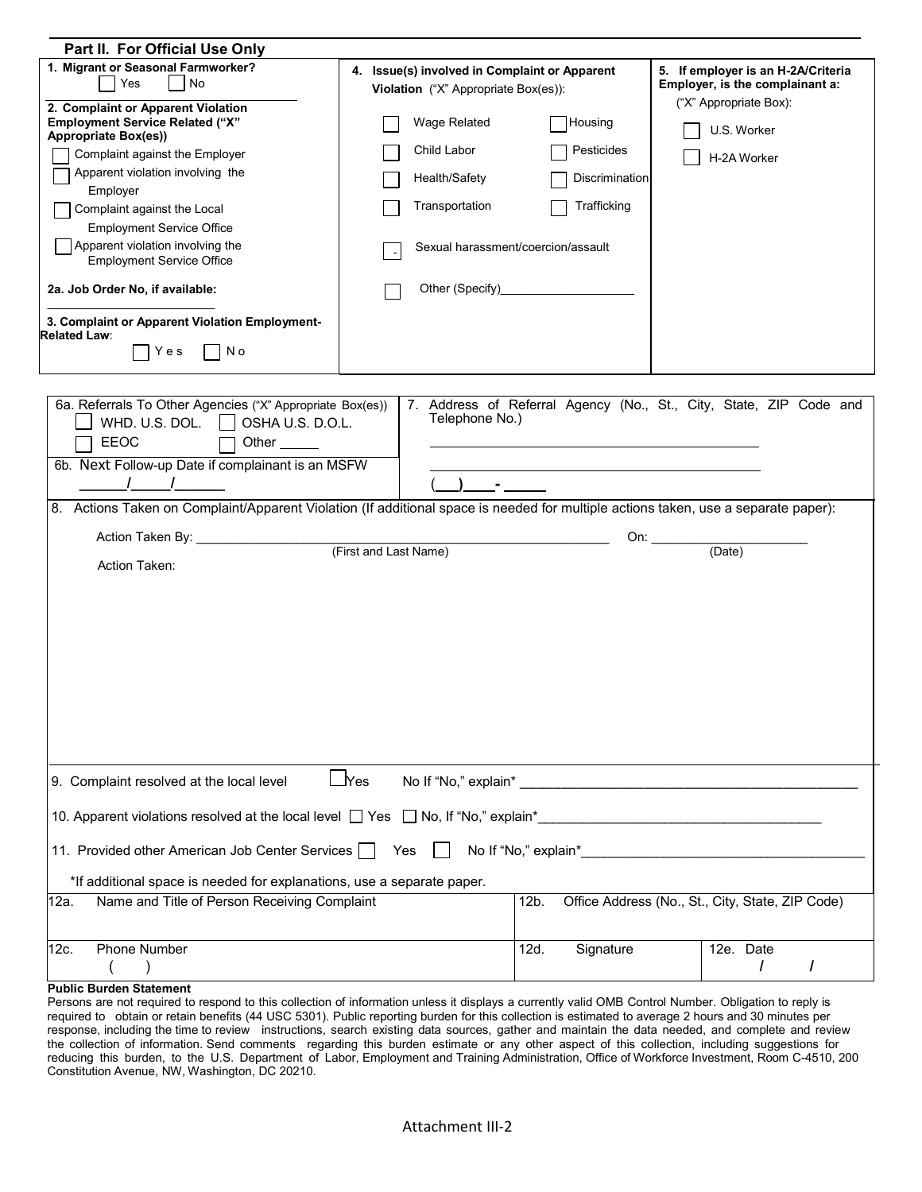## Part II. For Official Use Only

**1. Migrant or Seasonal Farmworker?**
☐ Yes ☐ No

**2. Complaint or Apparent Violation Employment Service Related ("X" Appropriate Box(es))**
- ☐ Complaint against the Employer
- ☐ Apparent violation involving the Employer
- ☐ Complaint against the Local Employment Service Office
- ☐ Apparent violation involving the Employment Service Office

**2a. Job Order No, if available:** ____________________

**3. Complaint or Apparent Violation Employment-Related Law**:
☐ Yes ☐ No

**4. Issue(s) involved in Complaint or Apparent Violation** ("X" Appropriate Box(es)):
- ☐ Wage Related
- ☐ Housing
- ☐ Child Labor
- ☐ Pesticides
- ☐ Health/Safety
- ☐ Discrimination
- ☐ Transportation
- ☐ Trafficking
- ☐ Sexual harassment/coercion/assault
- ☐ Other (Specify)____________________

**5. If employer is an H-2A/Criteria Employer, is the complainant a:**
("X" Appropriate Box):
- ☐ U.S. Worker
- ☐ H-2A Worker

6a. Referrals To Other Agencies ("X" Appropriate Box(es))
☐ WHD. U.S. DOL. ☐ OSHA U.S. D.O.L.
☐ EEOC ☐ Other _____

6b. Next Follow-up Date if complainant is an MSFW
_____/_____/_____

7. Address of Referral Agency (No., St., City, State, ZIP Code and Telephone No.)
____________________________________________
____________________________________________
(___)____-_____

8. Actions Taken on Complaint/Apparent Violation (If additional space is needed for multiple actions taken, use a separate paper):

Action Taken By: ____________________________________________ On: ____________________
(First and Last Name) (Date)

Action Taken:

9. Complaint resolved at the local level ☐ Yes No If "No," explain* ____________________________________________

10. Apparent violations resolved at the local level ☐ Yes ☐ No, If "No," explain*____________________________________

11. Provided other American Job Center Services ☐ Yes ☐ No If "No," explain*____________________________________

*If additional space is needed for explanations, use a separate paper.

| | | |
|---|---|---|
| 12a. Name and Title of Person Receiving Complaint | 12b. Office Address (No., St., City, State, ZIP Code) | |
| 12c. Phone Number ( ) | 12d. Signature | 12e. Date / / |

**Public Burden Statement**

Persons are not required to respond to this collection of information unless it displays a currently valid OMB Control Number. Obligation to reply is required to obtain or retain benefits (44 USC 5301). Public reporting burden for this collection is estimated to average 2 hours and 30 minutes per response, including the time to review instructions, search existing data sources, gather and maintain the data needed, and complete and review the collection of information. Send comments regarding this burden estimate or any other aspect of this collection, including suggestions for reducing this burden, to the U.S. Department of Labor, Employment and Training Administration, Office of Workforce Investment, Room C-4510, 200 Constitution Avenue, NW, Washington, DC 20210.

Attachment III-2